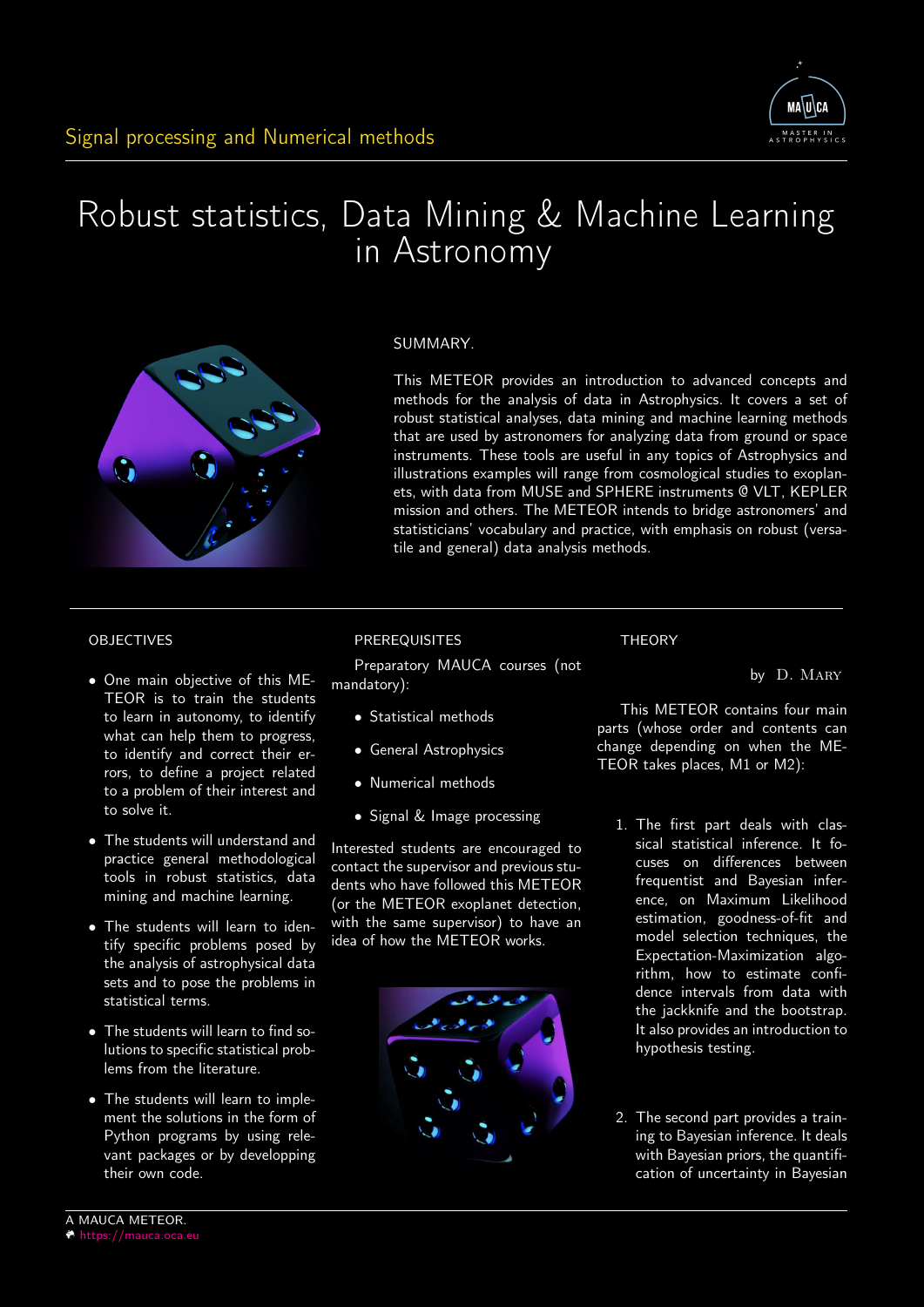Signal processing and Numerical methods

# Robust statistics, Data Mining & Machine Learning in Astronomy

## SUMMARY.

This METEOR provides an introduction to advanced concepts and methods for the analysis of data in Astrophysics. It covers a set of robust statistical analyses, data mining and machine learning methods that are used by astronomers for analyzing data from ground or space instruments. These tools are useful in any topics of Astrophysics and illustrations examples will range from cosmological studies to exoplanets, with data from MUSE and SPHERE instruments @ VLT, KEPLER mission and others. The METEOR intends to bridge astronomers' and statisticians' vocabulary and practice, with emphasis on robust (versatile and general) data analysis methods.

## OBJECTIVES

- One main objective of this METEOR is to train the students to learn in autonomy, to identify what can help them to progress, to identify and correct their errors, to define a project related to a problem of their interest and to solve it.
- The students will understand and practice general methodological tools in robust statistics, data mining and machine learning.
- The students will learn to identify specific problems posed by the analysis of astrophysical data sets and to pose the problems in statistical terms.
- The students will learn to find solutions to specific statistical problems from the literature.
- The students will learn to implement the solutions in the form of Python programs by using relevant packages or by developping their own code.

## PREREQUISITES

Preparatory MAUCA courses (not mandatory):

- Statistical methods
- General Astrophysics
- Numerical methods
- Signal & Image processing

Interested students are encouraged to contact the supervisor and previous students who have followed this METEOR (or the METEOR exoplanet detection, with the same supervisor) to have an idea of how the METEOR works.

## THEORY

by D. Mary

This METEOR contains four main parts (whose order and contents can change depending on when the METEOR takes places, M1 or M2):

1. The first part deals with classical statistical inference. It focuses on differences between frequentist and Bayesian inference, on Maximum Likelihood estimation, goodness-of-fit and model selection techniques, the Expectation-Maximization algorithm, how to estimate confidence intervals from data with the jackknife and the bootstrap. It also provides an introduction to hypothesis testing.

2. The second part provides a training to Bayesian inference. It deals with Bayesian priors, the quantification of uncertainty in Bayesian

A MAUCA METEOR.
https://mauca.oca.eu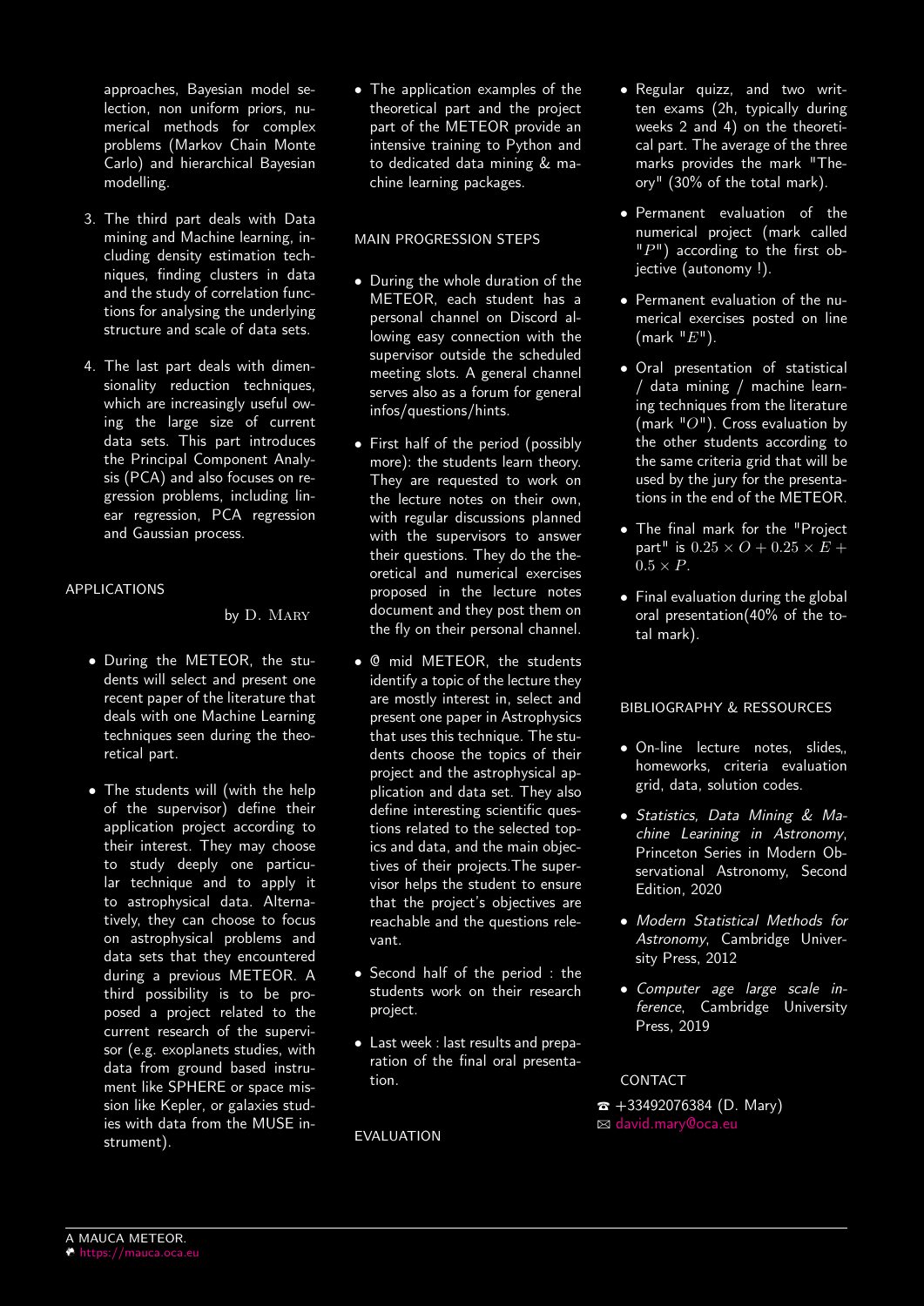approaches, Bayesian model selection, non uniform priors, numerical methods for complex problems (Markov Chain Monte Carlo) and hierarchical Bayesian modelling.

3. The third part deals with Data mining and Machine learning, including density estimation techniques, finding clusters in data and the study of correlation functions for analysing the underlying structure and scale of data sets.

4. The last part deals with dimensionality reduction techniques, which are increasingly useful owing the large size of current data sets. This part introduces the Principal Component Analysis (PCA) and also focuses on regression problems, including linear regression, PCA regression and Gaussian process.

## APPLICATIONS

by D. Mary

- During the METEOR, the students will select and present one recent paper of the literature that deals with one Machine Learning techniques seen during the theoretical part.

- The students will (with the help of the supervisor) define their application project according to their interest. They may choose to study deeply one particular technique and to apply it to astrophysical data. Alternatively, they can choose to focus on astrophysical problems and data sets that they encountered during a previous METEOR. A third possibility is to be proposed a project related to the current research of the supervisor (e.g. exoplanets studies, with data from ground based instrument like SPHERE or space mission like Kepler, or galaxies studies with data from the MUSE instrument).

- The application examples of the theoretical part and the project part of the METEOR provide an intensive training to Python and to dedicated data mining & machine learning packages.

## MAIN PROGRESSION STEPS

- During the whole duration of the METEOR, each student has a personal channel on Discord allowing easy connection with the supervisor outside the scheduled meeting slots. A general channel serves also as a forum for general infos/questions/hints.

- First half of the period (possibly more): the students learn theory. They are requested to work on the lecture notes on their own, with regular discussions planned with the supervisors to answer their questions. They do the theoretical and numerical exercises proposed in the lecture notes document and they post them on the fly on their personal channel.

- @ mid METEOR, the students identify a topic of the lecture they are mostly interest in, select and present one paper in Astrophysics that uses this technique. The students choose the topics of their project and the astrophysical application and data set. They also define interesting scientific questions related to the selected topics and data, and the main objectives of their projects.The supervisor helps the student to ensure that the project's objectives are reachable and the questions relevant.

- Second half of the period : the students work on their research project.

- Last week : last results and preparation of the final oral presentation.

## EVALUATION

- Regular quizz, and two written exams (2h, typically during weeks 2 and 4) on the theoretical part. The average of the three marks provides the mark "Theory" (30% of the total mark).

- Permanent evaluation of the numerical project (mark called "$P$") according to the first objective (autonomy !).

- Permanent evaluation of the numerical exercises posted on line (mark "$E$").

- Oral presentation of statistical / data mining / machine learning techniques from the literature (mark "$O$"). Cross evaluation by the other students according to the same criteria grid that will be used by the jury for the presentations in the end of the METEOR.

- The final mark for the "Project part" is $0.25 \times O + 0.25 \times E + 0.5 \times P$.

- Final evaluation during the global oral presentation(40% of the total mark).

## BIBLIOGRAPHY & RESSOURCES

- On-line lecture notes, slides,, homeworks, criteria evaluation grid, data, solution codes.

- *Statistics, Data Mining & Machine Learining in Astronomy*, Princeton Series in Modern Observational Astronomy, Second Edition, 2020

- *Modern Statistical Methods for Astronomy*, Cambridge University Press, 2012

- *Computer age large scale inference*, Cambridge University Press, 2019

## CONTACT

☎ +33492076384 (D. Mary)
✉ david.mary@oca.eu